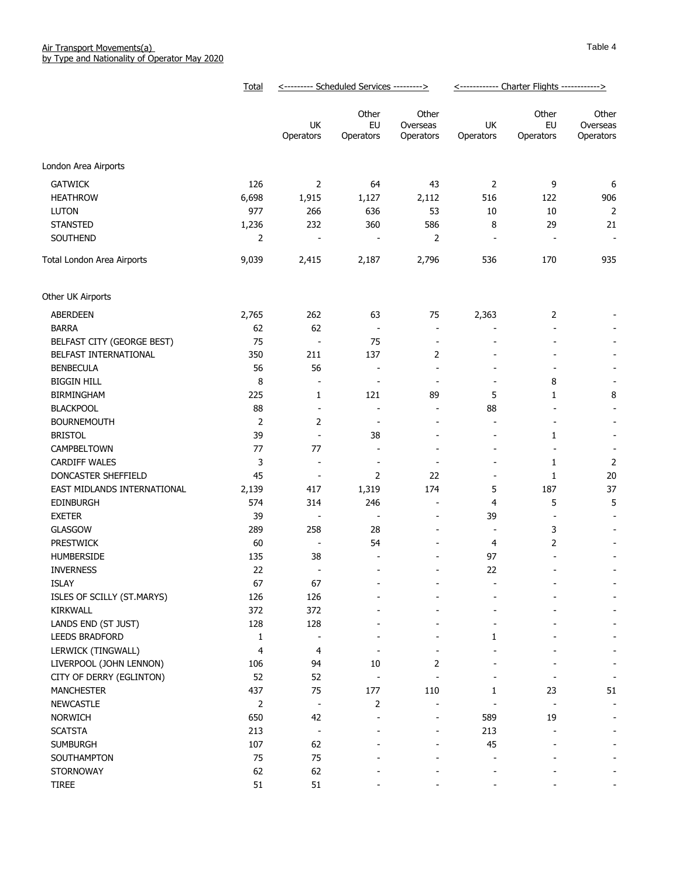Air Transport Movements(a)
by Type and Nationality of Operator May 2020

Table 4

| | Total | Scheduled Services | | | Charter Flights | | |
|---|---|---|---|---|---|---|---|
| | | UK Operators | Other EU Operators | Other Overseas Operators | UK Operators | Other EU Operators | Other Overseas Operators |
| **London Area Airports** | | | | | | | |
| GATWICK | 126 | 2 | 64 | 43 | 2 | 9 | 6 |
| HEATHROW | 6,698 | 1,915 | 1,127 | 2,112 | 516 | 122 | 906 |
| LUTON | 977 | 266 | 636 | 53 | 10 | 10 | 2 |
| STANSTED | 1,236 | 232 | 360 | 586 | 8 | 29 | 21 |
| SOUTHEND | 2 | - | - | 2 | - | - | - |
| Total London Area Airports | 9,039 | 2,415 | 2,187 | 2,796 | 536 | 170 | 935 |
| **Other UK Airports** | | | | | | | |
| ABERDEEN | 2,765 | 262 | 63 | 75 | 2,363 | 2 | - |
| BARRA | 62 | 62 | - | - | - | - | - |
| BELFAST CITY (GEORGE BEST) | 75 | - | 75 | - | - | - | - |
| BELFAST INTERNATIONAL | 350 | 211 | 137 | 2 | - | - | - |
| BENBECULA | 56 | 56 | - | - | - | - | - |
| BIGGIN HILL | 8 | - | - | - | - | 8 | - |
| BIRMINGHAM | 225 | 1 | 121 | 89 | 5 | 1 | 8 |
| BLACKPOOL | 88 | - | - | - | 88 | - | - |
| BOURNEMOUTH | 2 | 2 | - | - | - | - | - |
| BRISTOL | 39 | - | 38 | - | - | 1 | - |
| CAMPBELTOWN | 77 | 77 | - | - | - | - | - |
| CARDIFF WALES | 3 | - | - | - | - | 1 | 2 |
| DONCASTER SHEFFIELD | 45 | - | 2 | 22 | - | 1 | 20 |
| EAST MIDLANDS INTERNATIONAL | 2,139 | 417 | 1,319 | 174 | 5 | 187 | 37 |
| EDINBURGH | 574 | 314 | 246 | - | 4 | 5 | 5 |
| EXETER | 39 | - | - | - | 39 | - | - |
| GLASGOW | 289 | 258 | 28 | - | - | 3 | - |
| PRESTWICK | 60 | - | 54 | - | 4 | 2 | - |
| HUMBERSIDE | 135 | 38 | - | - | 97 | - | - |
| INVERNESS | 22 | - | - | - | 22 | - | - |
| ISLAY | 67 | 67 | - | - | - | - | - |
| ISLES OF SCILLY (ST.MARYS) | 126 | 126 | - | - | - | - | - |
| KIRKWALL | 372 | 372 | - | - | - | - | - |
| LANDS END (ST JUST) | 128 | 128 | - | - | - | - | - |
| LEEDS BRADFORD | 1 | - | - | - | 1 | - | - |
| LERWICK (TINGWALL) | 4 | 4 | - | - | - | - | - |
| LIVERPOOL (JOHN LENNON) | 106 | 94 | 10 | 2 | - | - | - |
| CITY OF DERRY (EGLINTON) | 52 | 52 | - | - | - | - | - |
| MANCHESTER | 437 | 75 | 177 | 110 | 1 | 23 | 51 |
| NEWCASTLE | 2 | - | 2 | - | - | - | - |
| NORWICH | 650 | 42 | - | - | 589 | 19 | - |
| SCATSTA | 213 | - | - | - | 213 | - | - |
| SUMBURGH | 107 | 62 | - | - | 45 | - | - |
| SOUTHAMPTON | 75 | 75 | - | - | - | - | - |
| STORNOWAY | 62 | 62 | - | - | - | - | - |
| TIREE | 51 | 51 | - | - | - | - | - |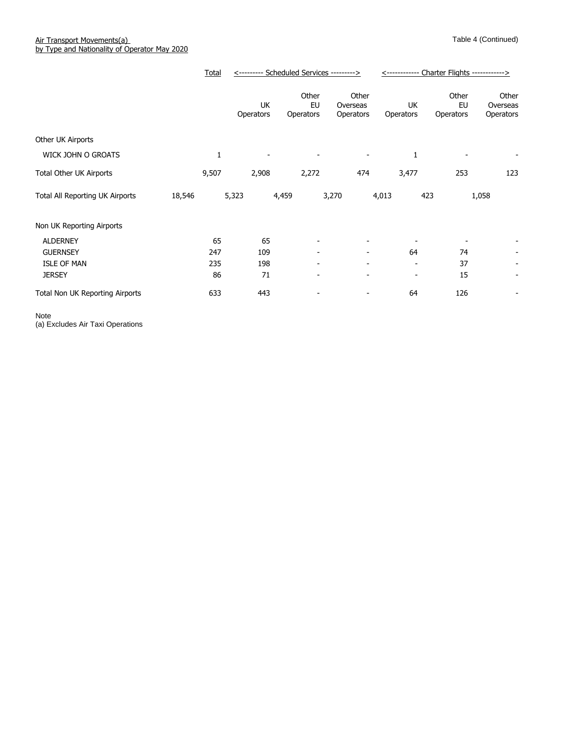Air Transport Movements(a)
by Type and Nationality of Operator May 2020

Table 4 (Continued)

| | Total | Scheduled Services | | | Charter Flights | | |
|---|---|---|---|---|---|---|---|
| | | UK Operators | Other EU Operators | Other Overseas Operators | UK Operators | Other EU Operators | Other Overseas Operators |
| Other UK Airports | | | | | | | |
| WICK JOHN O GROATS | 1 | - | - | - | 1 | - | - |
| Total Other UK Airports | 9,507 | 2,908 | 2,272 | 474 | 3,477 | 253 | 123 |
| Total All Reporting UK Airports | 18,546 | 5,323 | 4,459 | 3,270 | 4,013 | 423 | 1,058 |
| Non UK Reporting Airports | | | | | | | |
| ALDERNEY | 65 | 65 | - | - | - | - | - |
| GUERNSEY | 247 | 109 | - | - | 64 | 74 | - |
| ISLE OF MAN | 235 | 198 | - | - | - | 37 | - |
| JERSEY | 86 | 71 | - | - | - | 15 | - |
| Total Non UK Reporting Airports | 633 | 443 | - | - | 64 | 126 | - |

Note
(a) Excludes Air Taxi Operations